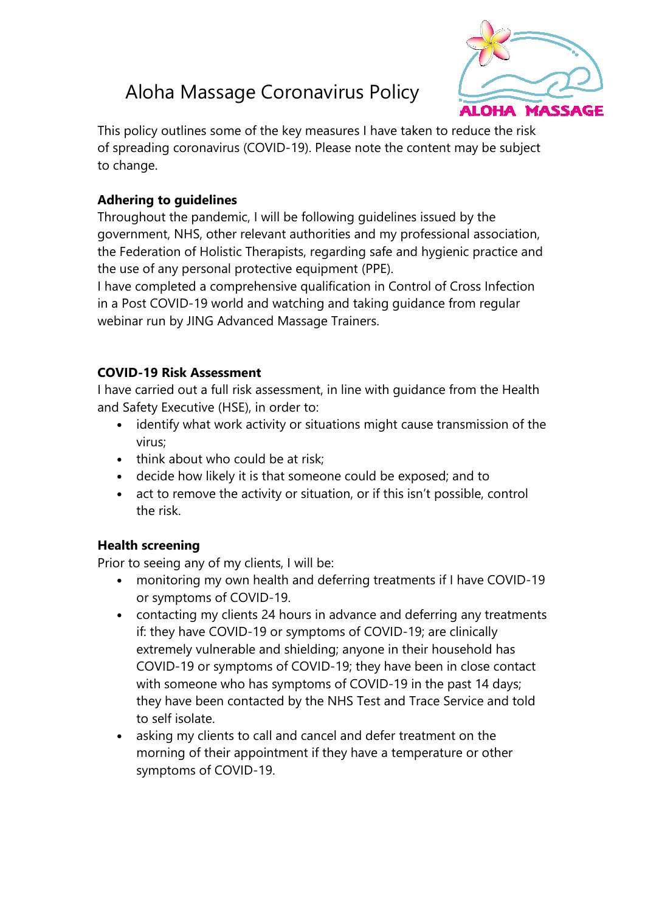# Aloha Massage Coronavirus Policy

This policy outlines some of the key measures I have taken to reduce the risk of spreading coronavirus (COVID-19). Please note the content may be subject to change.

**Adhering to guidelines**

Throughout the pandemic, I will be following guidelines issued by the government, NHS, other relevant authorities and my professional association, the Federation of Holistic Therapists, regarding safe and hygienic practice and the use of any personal protective equipment (PPE).

I have completed a comprehensive qualification in Control of Cross Infection in a Post COVID-19 world and watching and taking guidance from regular webinar run by JING Advanced Massage Trainers.

**COVID-19 Risk Assessment**

I have carried out a full risk assessment, in line with guidance from the Health and Safety Executive (HSE), in order to:

- identify what work activity or situations might cause transmission of the virus;
- think about who could be at risk;
- decide how likely it is that someone could be exposed; and to
- act to remove the activity or situation, or if this isn't possible, control the risk.

**Health screening**

Prior to seeing any of my clients, I will be:

- monitoring my own health and deferring treatments if I have COVID-19 or symptoms of COVID-19.
- contacting my clients 24 hours in advance and deferring any treatments if: they have COVID-19 or symptoms of COVID-19; are clinically extremely vulnerable and shielding; anyone in their household has COVID-19 or symptoms of COVID-19; they have been in close contact with someone who has symptoms of COVID-19 in the past 14 days; they have been contacted by the NHS Test and Trace Service and told to self isolate.
- asking my clients to call and cancel and defer treatment on the morning of their appointment if they have a temperature or other symptoms of COVID-19.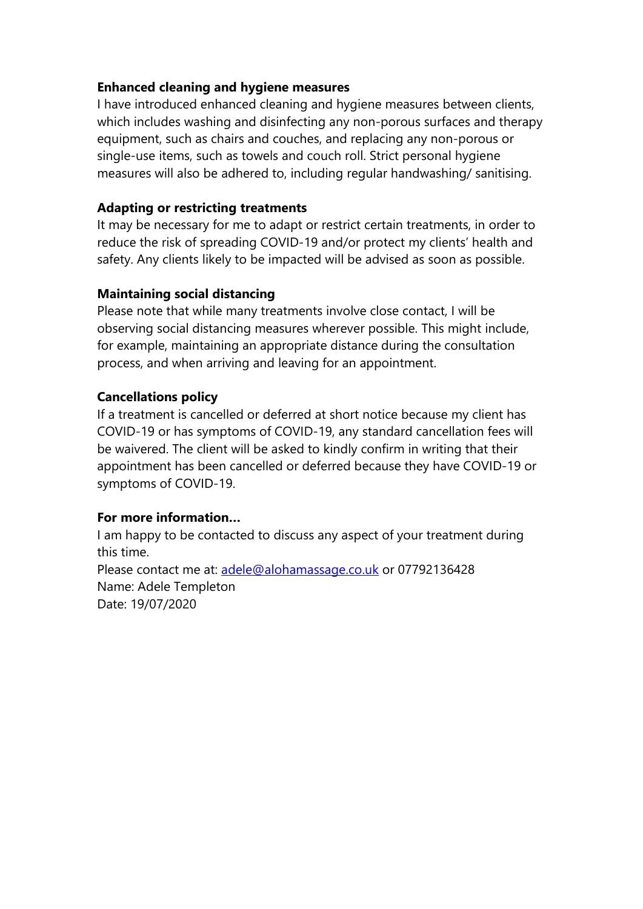**Enhanced cleaning and hygiene measures**

I have introduced enhanced cleaning and hygiene measures between clients, which includes washing and disinfecting any non-porous surfaces and therapy equipment, such as chairs and couches, and replacing any non-porous or single-use items, such as towels and couch roll. Strict personal hygiene measures will also be adhered to, including regular handwashing/ sanitising.

**Adapting or restricting treatments**

It may be necessary for me to adapt or restrict certain treatments, in order to reduce the risk of spreading COVID-19 and/or protect my clients' health and safety. Any clients likely to be impacted will be advised as soon as possible.

**Maintaining social distancing**

Please note that while many treatments involve close contact, I will be observing social distancing measures wherever possible. This might include, for example, maintaining an appropriate distance during the consultation process, and when arriving and leaving for an appointment.

**Cancellations policy**

If a treatment is cancelled or deferred at short notice because my client has COVID-19 or has symptoms of COVID-19, any standard cancellation fees will be waivered. The client will be asked to kindly confirm in writing that their appointment has been cancelled or deferred because they have COVID-19 or symptoms of COVID-19.

**For more information…**

I am happy to be contacted to discuss any aspect of your treatment during this time.
Please contact me at: adele@alohamassage.co.uk or 07792136428
Name: Adele Templeton
Date: 19/07/2020